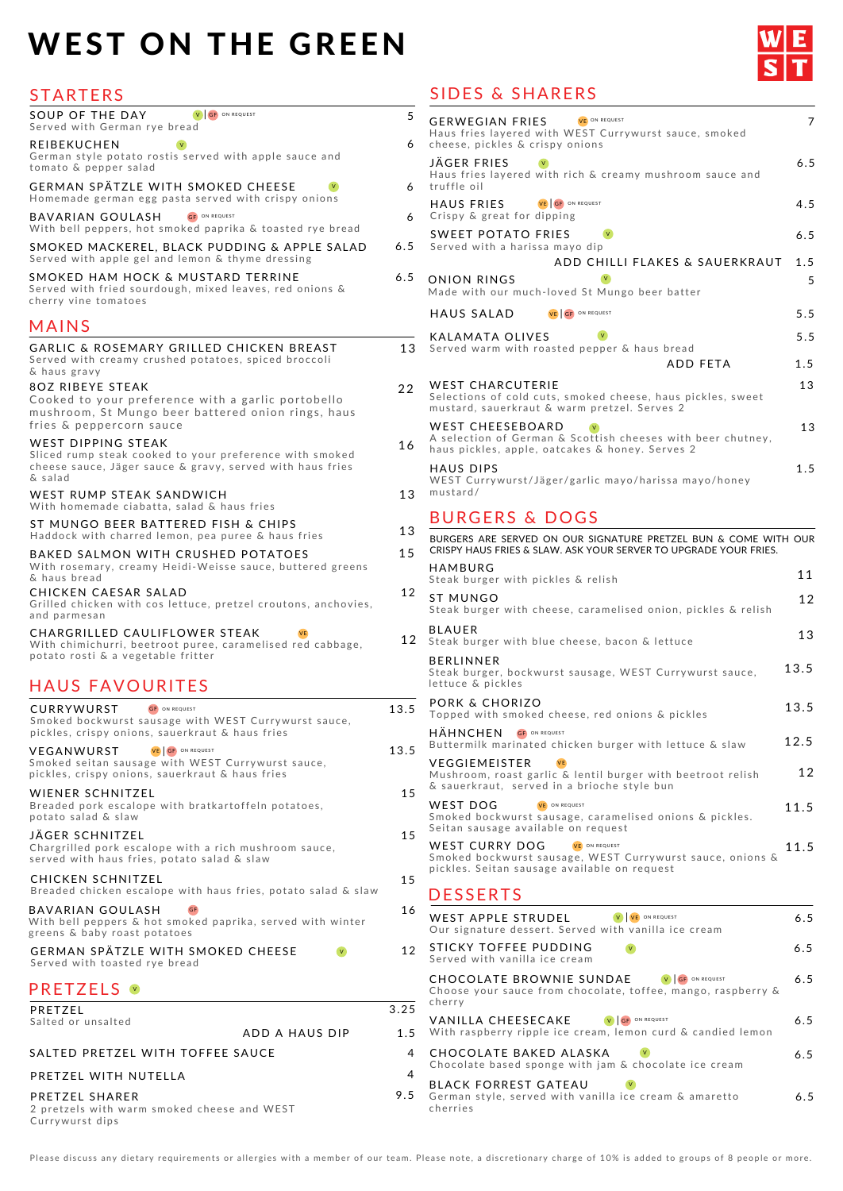# WEST ON THE GREEN

## STARTERS

**SOUP OF THE DAY** V | GF ON REQUEST — 5
Served with German rye bread

**REIBEKUCHEN** V — 6
German style potato rostis served with apple sauce and tomato & pepper salad

**GERMAN SPÄTZLE WITH SMOKED CHEESE** V — 6
Homemade german egg pasta served with crispy onions

**BAVARIAN GOULASH** GF ON REQUEST — 6
With bell peppers, hot smoked paprika & toasted rye bread

**SMOKED MACKEREL, BLACK PUDDING & APPLE SALAD** — 6.5
Served with apple gel and lemon & thyme dressing

**SMOKED HAM HOCK & MUSTARD TERRINE** — 6.5
Served with fried sourdough, mixed leaves, red onions & cherry vine tomatoes

## MAINS

**GARLIC & ROSEMARY GRILLED CHICKEN BREAST** — 13
Served with creamy crushed potatoes, spiced broccoli & haus gravy

**8OZ RIBEYE STEAK** — 22
Cooked to your preference with a garlic portobello mushroom, St Mungo beer battered onion rings, haus fries & peppercorn sauce

**WEST DIPPING STEAK** — 16
Sliced rump steak cooked to your preference with smoked cheese sauce, Jäger sauce & gravy, served with haus fries & salad

**WEST RUMP STEAK SANDWICH** — 13
With homemade ciabatta, salad & haus fries

**ST MUNGO BEER BATTERED FISH & CHIPS** — 13
Haddock with charred lemon, pea puree & haus fries

**BAKED SALMON WITH CRUSHED POTATOES** — 15
With rosemary, creamy Heidi-Weisse sauce, buttered greens & haus bread

**CHICKEN CAESAR SALAD** — 12
Grilled chicken with cos lettuce, pretzel croutons, anchovies, and parmesan

**CHARGRILLED CAULIFLOWER STEAK** VE — 12
With chimichurri, beetroot puree, caramelised red cabbage, potato rosti & a vegetable fritter

## HAUS FAVOURITES

**CURRYWURST** GF ON REQUEST — 13.5
Smoked bockwurst sausage with WEST Currywurst sauce, pickles, crispy onions, sauerkraut & haus fries

**VEGANWURST** VE | GF ON REQUEST — 13.5
Smoked seitan sausage with WEST Currywurst sauce, pickles, crispy onions, sauerkraut & haus fries

**WIENER SCHNITZEL** — 15
Breaded pork escalope with bratkartoffeln potatoes, potato salad & slaw

**JÄGER SCHNITZEL** — 15
Chargrilled pork escalope with a rich mushroom sauce, served with haus fries, potato salad & slaw

**CHICKEN SCHNITZEL** — 15
Breaded chicken escalope with haus fries, potato salad & slaw

**BAVARIAN GOULASH** GF — 16
With bell peppers & hot smoked paprika, served with winter greens & baby roast potatoes

**GERMAN SPÄTZLE WITH SMOKED CHEESE** V — 12
Served with toasted rye bread

## PRETZELS V

**PRETZEL** — 3.25
Salted or unsalted
ADD A HAUS DIP — 1.5

**SALTED PRETZEL WITH TOFFEE SAUCE** — 4

**PRETZEL WITH NUTELLA** — 4

**PRETZEL SHARER** — 9.5
2 pretzels with warm smoked cheese and WEST Currywurst dips

## SIDES & SHARERS

**GERWEGIAN FRIES** VE ON REQUEST — 7
Haus fries layered with WEST Currywurst sauce, smoked cheese, pickles & crispy onions

**JÄGER FRIES** V — 6.5
Haus fries layered with rich & creamy mushroom sauce and truffle oil

**HAUS FRIES** VE | GF ON REQUEST — 4.5
Crispy & great for dipping

**SWEET POTATO FRIES** V — 6.5
Served with a harissa mayo dip
ADD CHILLI FLAKES & SAUERKRAUT — 1.5

**ONION RINGS** V — 5
Made with our much-loved St Mungo beer batter

**HAUS SALAD** VE | GF ON REQUEST — 5.5

**KALAMATA OLIVES** V — 5.5
Served warm with roasted pepper & haus bread
ADD FETA — 1.5

**WEST CHARCUTERIE** — 13
Selections of cold cuts, smoked cheese, haus pickles, sweet mustard, sauerkraut & warm pretzel. Serves 2

**WEST CHEESEBOARD** V — 13
A selection of German & Scottish cheeses with beer chutney, haus pickles, apple, oatcakes & honey. Serves 2

**HAUS DIPS** — 1.5
WEST Currywurst/Jäger/garlic mayo/harissa mayo/honey mustard/

## BURGERS & DOGS

BURGERS ARE SERVED ON OUR SIGNATURE PRETZEL BUN & COME WITH OUR CRISPY HAUS FRIES & SLAW. ASK YOUR SERVER TO UPGRADE YOUR FRIES.

**HAMBURG** — 11
Steak burger with pickles & relish

**ST MUNGO** — 12
Steak burger with cheese, caramelised onion, pickles & relish

**BLAUER** — 13
Steak burger with blue cheese, bacon & lettuce

**BERLINNER** — 13.5
Steak burger, bockwurst sausage, WEST Currywurst sauce, lettuce & pickles

**PORK & CHORIZO** — 13.5
Topped with smoked cheese, red onions & pickles

**HÄHNCHEN** GF ON REQUEST — 12.5
Buttermilk marinated chicken burger with lettuce & slaw

**VEGGIEMEISTER** VE — 12
Mushroom, roast garlic & lentil burger with beetroot relish & sauerkraut, served in a brioche style bun

**WEST DOG** VE ON REQUEST — 11.5
Smoked bockwurst sausage, caramelised onions & pickles. Seitan sausage available on request

**WEST CURRY DOG** VE ON REQUEST — 11.5
Smoked bockwurst sausage, WEST Currywurst sauce, onions & pickles. Seitan sausage available on request

## DESSERTS

**WEST APPLE STRUDEL** V | VE ON REQUEST — 6.5
Our signature dessert. Served with vanilla ice cream

**STICKY TOFFEE PUDDING** V — 6.5
Served with vanilla ice cream

**CHOCOLATE BROWNIE SUNDAE** V | GF ON REQUEST — 6.5
Choose your sauce from chocolate, toffee, mango, raspberry & cherry

**VANILLA CHEESECAKE** V | GF ON REQUEST — 6.5
With raspberry ripple ice cream, lemon curd & candied lemon

**CHOCOLATE BAKED ALASKA** V — 6.5
Chocolate based sponge with jam & chocolate ice cream

**BLACK FORREST GATEAU** V — 6.5
German style, served with vanilla ice cream & amaretto cherries

Please discuss any dietary requirements or allergies with a member of our team. Please note, a discretionary charge of 10% is added to groups of 8 people or more.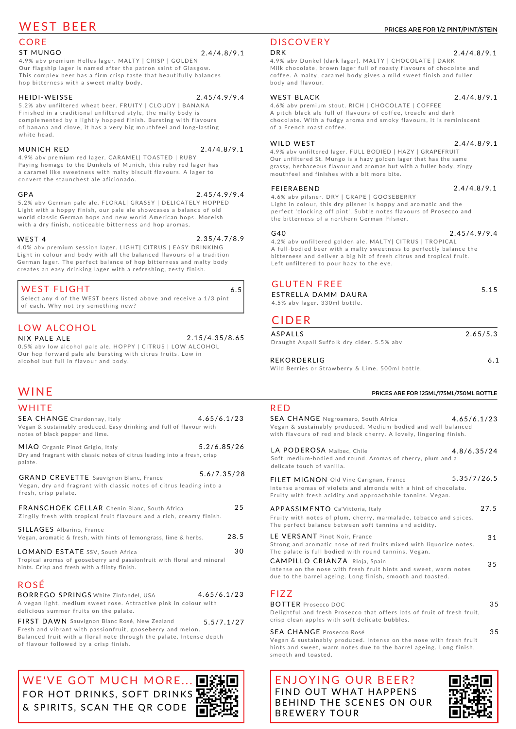# WEST BEER

PRICES ARE FOR 1/2 PINT/PINT/STEIN

## CORE

**ST MUNGO** 2.4/4.8/9.1
4.9% abv premium Helles lager. MALTY | CRISP | GOLDEN
Our flagship lager is named after the patron saint of Glasgow. This complex beer has a firm crisp taste that beautifully balances hop bitterness with a sweet malty body.

**HEIDI-WEISSE** 2.45/4.9/9.4
5.2% abv unfiltered wheat beer. FRUITY | CLOUDY | BANANA
Finished in a traditional unfiltered style, the malty body is complemented by a lightly hopped finish. Bursting with flavours of banana and clove, it has a very big mouthfeel and long-lasting white head.

**MUNICH RED** 2.4/4.8/9.1
4.9% abv premium red lager. CARAMEL| TOASTED | RUBY
Paying homage to the Dunkels of Munich, this ruby red lager has a caramel like sweetness with malty biscuit flavours. A lager to convert the staunchest ale aficionado.

**GPA** 2.45/4.9/9.4
5.2% abv German pale ale. FLORAL| GRASSY | DELICATELY HOPPED
Light with a hoppy finish, our pale ale showcases a balance of old world classic German hops and new world American hops. Moreish with a dry finish, noticeable bitterness and hop aromas.

**WEST 4** 2.35/4.7/8.9
4.0% abv premium session lager. LIGHT| CITRUS | EASY DRINKING
Light in colour and body with all the balanced flavours of a tradition German lager. The perfect balance of hop bitterness and malty body creates an easy drinking lager with a refreshing, zesty finish.

### WEST FLIGHT 6.5

Select any 4 of the WEST beers listed above and receive a 1/3 pint of each. Why not try something new?

## LOW ALCOHOL

**NIX PALE ALE** 2.15/4.35/8.65
0.5% abv low alcohol pale ale. HOPPY | CITRUS | LOW ALCOHOL
Our hop forward pale ale bursting with citrus fruits. Low in alcohol but full in flavour and body.

## DISCOVERY

**DRK** 2.4/4.8/9.1
4.9% abv Dunkel (dark lager). MALTY | CHOCOLATE | DARK
Milk chocolate, brown lager full of roasty flavours of chocolate and coffee. A malty, caramel body gives a mild sweet finish and fuller body and flavour.

**WEST BLACK** 2.4/4.8/9.1
4.6% abv premium stout. RICH | CHOCOLATE | COFFEE
A pitch-black ale full of flavours of coffee, treacle and dark chocolate. With a fudgy aroma and smoky flavours, it is reminiscent of a French roast coffee.

**WILD WEST** 2.4/4.8/9.1
4.9% abv unfiltered lager. FULL BODIED | HAZY | GRAPEFRUIT
Our unfiltered St. Mungo is a hazy golden lager that has the same grassy, herbaceous flavours and aromas but with a fuller body, zingy mouthfeel and finishes with a bit more bite.

**FEIERABEND** 2.4/4.8/9.1
4.6% abv pilsner. DRY | GRAPE | GOOSEBERRY
Light in colour, this dry pilsner is hoppy and aromatic and the perfect 'clocking off pint'. Subtle notes flavours of Prosecco and the bitterness of a northern German Pilsner.

**G40** 2.45/4.9/9.4
4.2% abv unfiltered golden ale. MALTY| CITRUS | TROPICAL
A full-bodied beer with a malty sweetness to perfectly balance the bitterness and deliver a big hit of fresh citrus and tropical fruit. Left unfiltered to pour hazy to the eye.

## GLUTEN FREE

**ESTRELLA DAMM DAURA** 5.15
4.5% abv lager. 330ml bottle.

## CIDER

**ASPALLS** 2.65/5.3
Draught Aspall Suffolk dry cider. 5.5% abv

**REKORDERLIG** 6.1
Wild Berries or Strawberry & Lime. 500ml bottle.

# WINE

PRICES ARE FOR 125ML/175ML/750ML BOTTLE

## WHITE

**SEA CHANGE** Chardonnay, Italy 4.65/6.1/23
Vegan & sustainably produced. Easy drinking and full of flavour with notes of black pepper and lime.

**MIAO** Organic Pinot Grigio, Italy 5.2/6.85/26
Dry and fragrant with classic notes of citrus leading into a fresh, crisp palate.

**GRAND CREVETTE** Sauvignon Blanc, France 5.6/7.35/28
Vegan, dry and fragrant with classic notes of citrus leading into a fresh, crisp palate.

**FRANSCHOEK CELLAR** Chenin Blanc, South Africa 25
Zingily fresh with tropical fruit flavours and a rich, creamy finish.

**SILLAGES** Albarino, France 28.5
Vegan, aromatic & fresh, with hints of lemongrass, lime & herbs.

**LOMAND ESTATE** SSV, South Africa 30
Tropical aromas of gooseberry and passionfruit with floral and mineral hints. Crisp and fresh with a flinty finish.

## ROSÉ

**BORREGO SPRINGS** White Zinfandel, USA 4.65/6.1/23
A vegan light, medium sweet rose. Attractive pink in colour with delicious summer fruits on the palate.

**FIRST DAWN** Sauvignon Blanc Rosé, New Zealand 5.5/7.1/27
Fresh and vibrant with passionfruit, gooseberry and melon. Balanced fruit with a floral note through the palate. Intense depth of flavour followed by a crisp finish.

## RED

**SEA CHANGE** Negroamaro, South Africa 4.65/6.1/23
Vegan & sustainably produced. Medium-bodied and well balanced with flavours of red and black cherry. A lovely, lingering finish.

**LA PODEROSA** Malbec, Chile 4.8/6.35/24
Soft, medium-bodied and round. Aromas of cherry, plum and a delicate touch of vanilla.

**FILET MIGNON** Old Vine Carignan, France 5.35/7/26.5
Intense aromas of violets and almonds with a hint of chocolate. Fruity with fresh acidity and approachable tannins. Vegan.

**APPASSIMENTO** Ca'Vittoria, Italy 27.5
Fruity with notes of plum, cherry, marmalade, tobacco and spices. The perfect balance between soft tannins and acidity.

**LE VERSANT** Pinot Noir, France 31
Strong and aromatic nose of red fruits mixed with liquorice notes. The palate is full bodied with round tannins. Vegan.

**CAMPILLO CRIANZA** Rioja, Spain 35
Intense on the nose with fresh fruit hints and sweet, warm notes due to the barrel ageing. Long finish, smooth and toasted.

## FIZZ

**BOTTER** Prosecco DOC 35
Delightful and fresh Prosecco that offers lots of fruit of fresh fruit, crisp clean apples with soft delicate bubbles.

**SEA CHANGE** Prosecco Rosé 35
Vegan & sustainably produced. Intense on the nose with fresh fruit hints and sweet, warm notes due to the barrel ageing. Long finish, smooth and toasted.

WE'VE GOT MUCH MORE... FOR HOT DRINKS, SOFT DRINKS & SPIRITS, SCAN THE QR CODE

ENJOYING OUR BEER? FIND OUT WHAT HAPPENS BEHIND THE SCENES ON OUR BREWERY TOUR